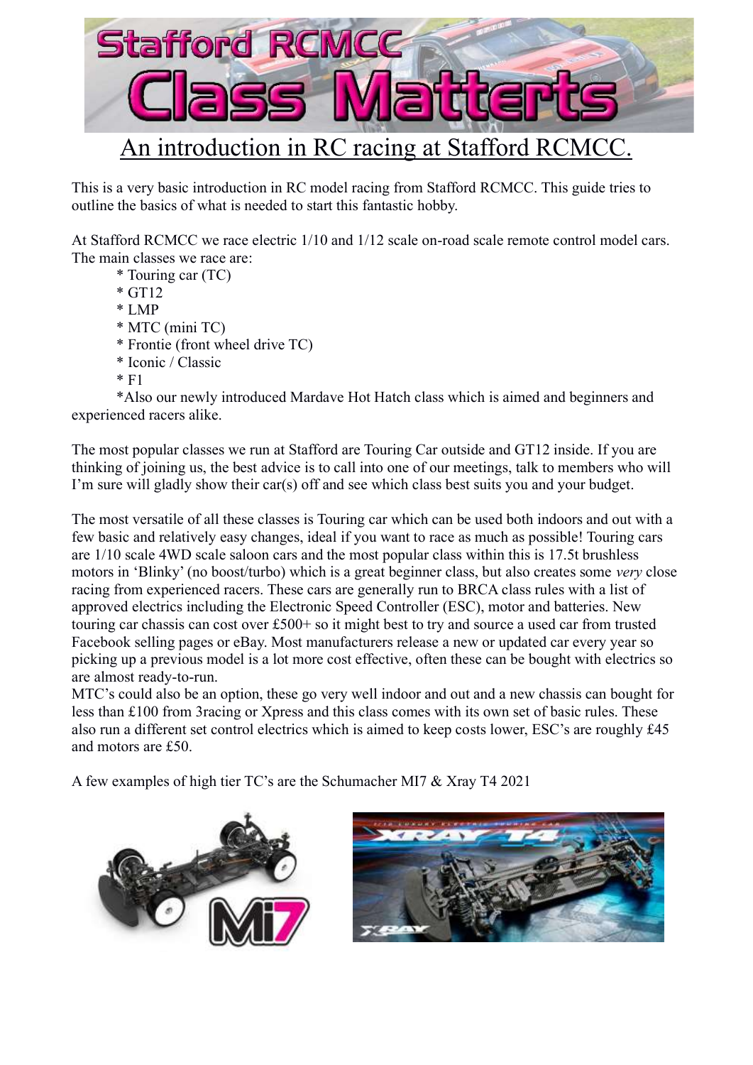# An introduction in RC racing at Stafford RCMCC.

This is a very basic introduction in RC model racing from Stafford RCMCC. This guide tries to outline the basics of what is needed to start this fantastic hobby.

At Stafford RCMCC we race electric 1/10 and 1/12 scale on-road scale remote control model cars. The main classes we race are:

* Touring car (TC)
* GT12
* LMP
* MTC (mini TC)
* Frontie (front wheel drive TC)
* Iconic / Classic
* F1
* Also our newly introduced Mardave Hot Hatch class which is aimed and beginners and experienced racers alike.

The most popular classes we run at Stafford are Touring Car outside and GT12 inside. If you are thinking of joining us, the best advice is to call into one of our meetings, talk to members who will I'm sure will gladly show their car(s) off and see which class best suits you and your budget.

The most versatile of all these classes is Touring car which can be used both indoors and out with a few basic and relatively easy changes, ideal if you want to race as much as possible! Touring cars are 1/10 scale 4WD scale saloon cars and the most popular class within this is 17.5t brushless motors in 'Blinky' (no boost/turbo) which is a great beginner class, but also creates some *very* close racing from experienced racers. These cars are generally run to BRCA class rules with a list of approved electrics including the Electronic Speed Controller (ESC), motor and batteries. New touring car chassis can cost over £500+ so it might best to try and source a used car from trusted Facebook selling pages or eBay. Most manufacturers release a new or updated car every year so picking up a previous model is a lot more cost effective, often these can be bought with electrics so are almost ready-to-run.

MTC's could also be an option, these go very well indoor and out and a new chassis can bought for less than £100 from 3racing or Xpress and this class comes with its own set of basic rules. These also run a different set control electrics which is aimed to keep costs lower, ESC's are roughly £45 and motors are £50.

A few examples of high tier TC's are the Schumacher MI7 & Xray T4 2021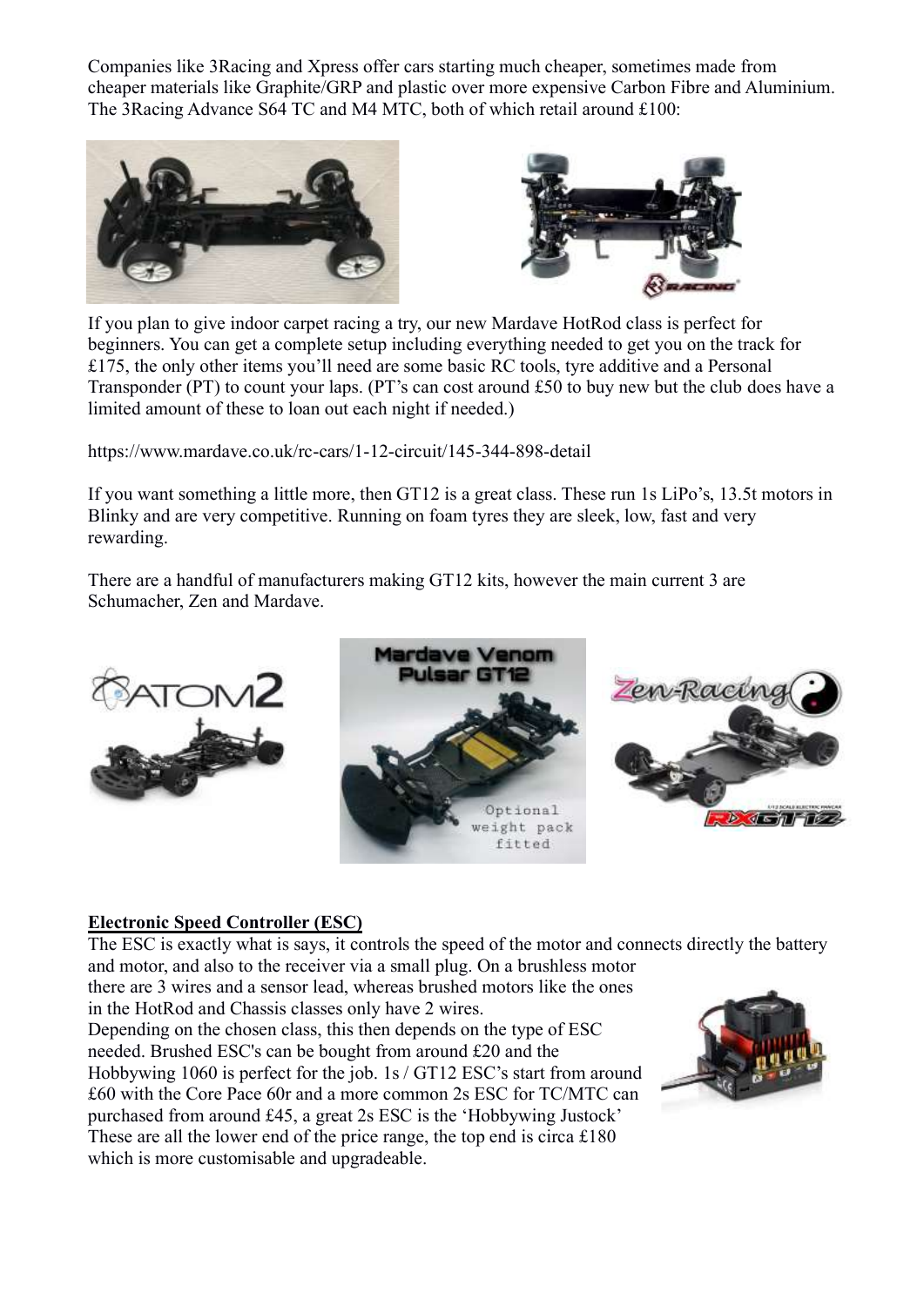Companies like 3Racing and Xpress offer cars starting much cheaper, sometimes made from cheaper materials like Graphite/GRP and plastic over more expensive Carbon Fibre and Aluminium. The 3Racing Advance S64 TC and M4 MTC, both of which retail around £100:

If you plan to give indoor carpet racing a try, our new Mardave HotRod class is perfect for beginners. You can get a complete setup including everything needed to get you on the track for £175, the only other items you'll need are some basic RC tools, tyre additive and a Personal Transponder (PT) to count your laps. (PT's can cost around £50 to buy new but the club does have a limited amount of these to loan out each night if needed.)

https://www.mardave.co.uk/rc-cars/1-12-circuit/145-344-898-detail

If you want something a little more, then GT12 is a great class. These run 1s LiPo's, 13.5t motors in Blinky and are very competitive. Running on foam tyres they are sleek, low, fast and very rewarding.

There are a handful of manufacturers making GT12 kits, however the main current 3 are Schumacher, Zen and Mardave.

**Electronic Speed Controller (ESC)**

The ESC is exactly what is says, it controls the speed of the motor and connects directly the battery and motor, and also to the receiver via a small plug. On a brushless motor there are 3 wires and a sensor lead, whereas brushed motors like the ones in the HotRod and Chassis classes only have 2 wires.

Depending on the chosen class, this then depends on the type of ESC needed. Brushed ESC's can be bought from around £20 and the Hobbywing 1060 is perfect for the job. 1s / GT12 ESC's start from around £60 with the Core Pace 60r and a more common 2s ESC for TC/MTC can purchased from around £45, a great 2s ESC is the 'Hobbywing Justock' These are all the lower end of the price range, the top end is circa £180 which is more customisable and upgradeable.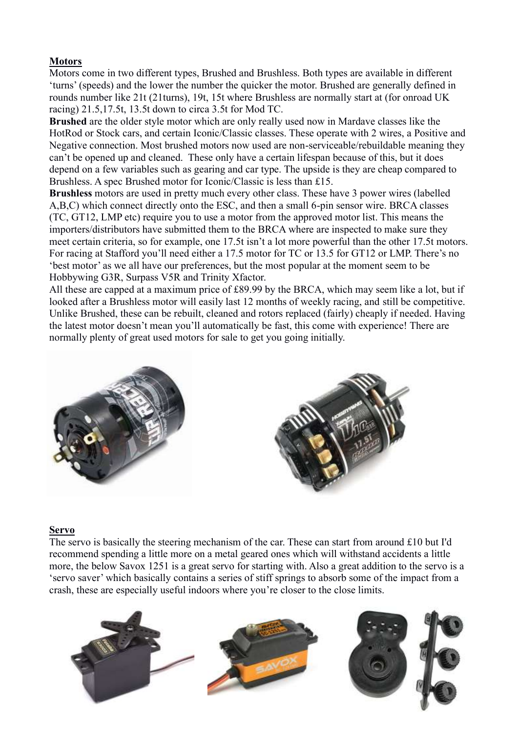**Motors**

Motors come in two different types, Brushed and Brushless. Both types are available in different 'turns' (speeds) and the lower the number the quicker the motor. Brushed are generally defined in rounds number like 21t (21turns), 19t, 15t where Brushless are normally start at (for onroad UK racing) 21.5,17.5t, 13.5t down to circa 3.5t for Mod TC.

**Brushed** are the older style motor which are only really used now in Mardave classes like the HotRod or Stock cars, and certain Iconic/Classic classes. These operate with 2 wires, a Positive and Negative connection. Most brushed motors now used are non-serviceable/rebuildable meaning they can't be opened up and cleaned. These only have a certain lifespan because of this, but it does depend on a few variables such as gearing and car type. The upside is they are cheap compared to Brushless. A spec Brushed motor for Iconic/Classic is less than £15.

**Brushless** motors are used in pretty much every other class. These have 3 power wires (labelled A,B,C) which connect directly onto the ESC, and then a small 6-pin sensor wire. BRCA classes (TC, GT12, LMP etc) require you to use a motor from the approved motor list. This means the importers/distributors have submitted them to the BRCA where are inspected to make sure they meet certain criteria, so for example, one 17.5t isn't a lot more powerful than the other 17.5t motors. For racing at Stafford you'll need either a 17.5 motor for TC or 13.5 for GT12 or LMP. There's no 'best motor' as we all have our preferences, but the most popular at the moment seem to be Hobbywing G3R, Surpass V5R and Trinity Xfactor.

All these are capped at a maximum price of £89.99 by the BRCA, which may seem like a lot, but if looked after a Brushless motor will easily last 12 months of weekly racing, and still be competitive. Unlike Brushed, these can be rebuilt, cleaned and rotors replaced (fairly) cheaply if needed. Having the latest motor doesn't mean you'll automatically be fast, this come with experience! There are normally plenty of great used motors for sale to get you going initially.

**Servo**

The servo is basically the steering mechanism of the car. These can start from around £10 but I'd recommend spending a little more on a metal geared ones which will withstand accidents a little more, the below Savox 1251 is a great servo for starting with. Also a great addition to the servo is a 'servo saver' which basically contains a series of stiff springs to absorb some of the impact from a crash, these are especially useful indoors where you're closer to the close limits.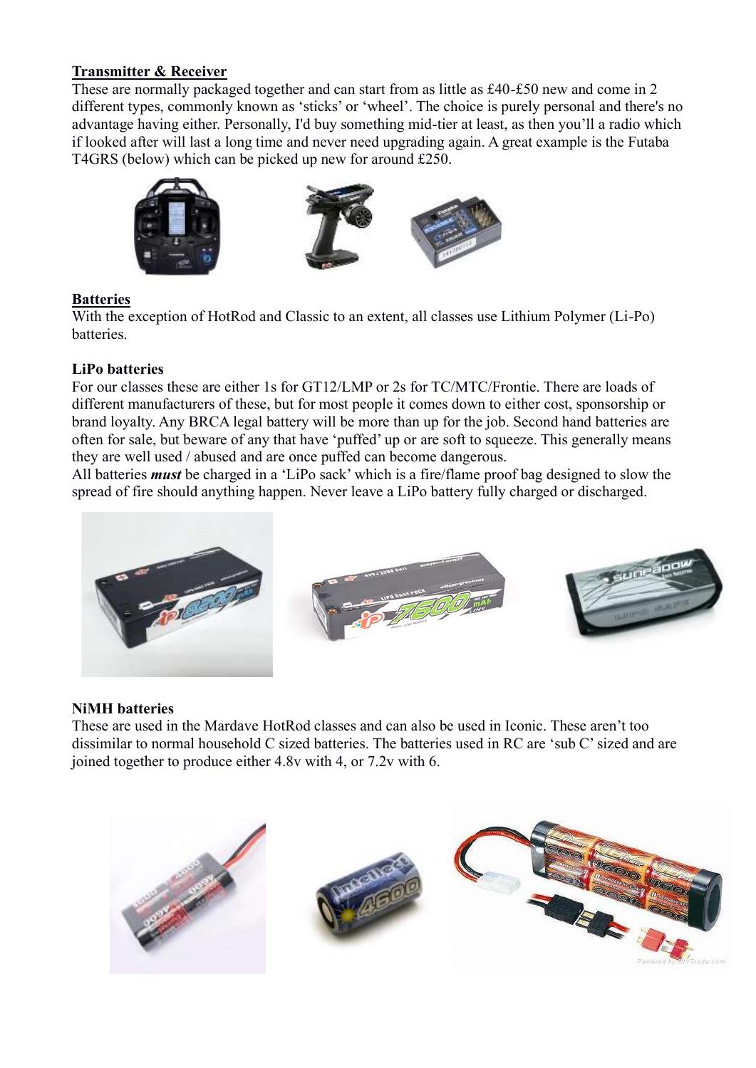**Transmitter & Receiver**

These are normally packaged together and can start from as little as £40-£50 new and come in 2 different types, commonly known as 'sticks' or 'wheel'. The choice is purely personal and there's no advantage having either. Personally, I'd buy something mid-tier at least, as then you'll a radio which if looked after will last a long time and never need upgrading again. A great example is the Futaba T4GRS (below) which can be picked up new for around £250.

**Batteries**

With the exception of HotRod and Classic to an extent, all classes use Lithium Polymer (Li-Po) batteries.

**LiPo batteries**

For our classes these are either 1s for GT12/LMP or 2s for TC/MTC/Frontie. There are loads of different manufacturers of these, but for most people it comes down to either cost, sponsorship or brand loyalty. Any BRCA legal battery will be more than up for the job. Second hand batteries are often for sale, but beware of any that have 'puffed' up or are soft to squeeze. This generally means they are well used / abused and are once puffed can become dangerous.

All batteries ***must*** be charged in a 'LiPo sack' which is a fire/flame proof bag designed to slow the spread of fire should anything happen. Never leave a LiPo battery fully charged or discharged.

**NiMH batteries**

These are used in the Mardave HotRod classes and can also be used in Iconic. These aren't too dissimilar to normal household C sized batteries. The batteries used in RC are 'sub C' sized and are joined together to produce either 4.8v with 4, or 7.2v with 6.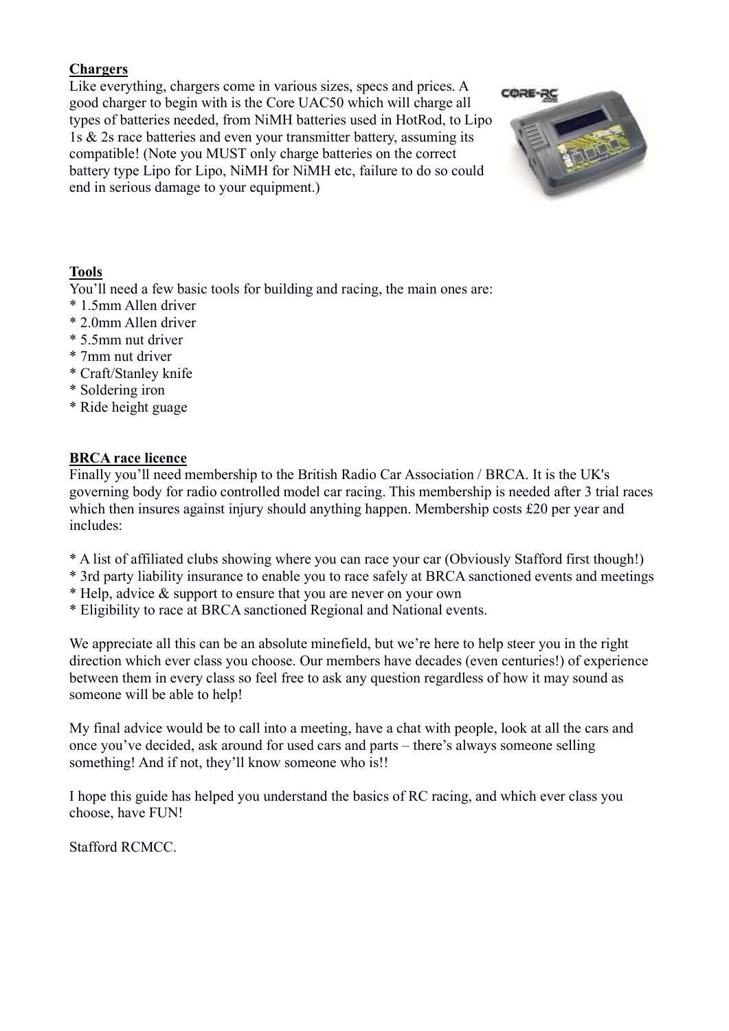**Chargers**

Like everything, chargers come in various sizes, specs and prices. A good charger to begin with is the Core UAC50 which will charge all types of batteries needed, from NiMH batteries used in HotRod, to Lipo 1s & 2s race batteries and even your transmitter battery, assuming its compatible! (Note you MUST only charge batteries on the correct battery type Lipo for Lipo, NiMH for NiMH etc, failure to do so could end in serious damage to your equipment.)

**Tools**

You'll need a few basic tools for building and racing, the main ones are:

* 1.5mm Allen driver
* 2.0mm Allen driver
* 5.5mm nut driver
* 7mm nut driver
* Craft/Stanley knife
* Soldering iron
* Ride height guage

**BRCA race licence**

Finally you'll need membership to the British Radio Car Association / BRCA. It is the UK's governing body for radio controlled model car racing. This membership is needed after 3 trial races which then insures against injury should anything happen. Membership costs £20 per year and includes:

* A list of affiliated clubs showing where you can race your car (Obviously Stafford first though!)
* 3rd party liability insurance to enable you to race safely at BRCA sanctioned events and meetings
* Help, advice & support to ensure that you are never on your own
* Eligibility to race at BRCA sanctioned Regional and National events.

We appreciate all this can be an absolute minefield, but we're here to help steer you in the right direction which ever class you choose. Our members have decades (even centuries!) of experience between them in every class so feel free to ask any question regardless of how it may sound as someone will be able to help!

My final advice would be to call into a meeting, have a chat with people, look at all the cars and once you've decided, ask around for used cars and parts – there's always someone selling something! And if not, they'll know someone who is!!

I hope this guide has helped you understand the basics of RC racing, and which ever class you choose, have FUN!

Stafford RCMCC.